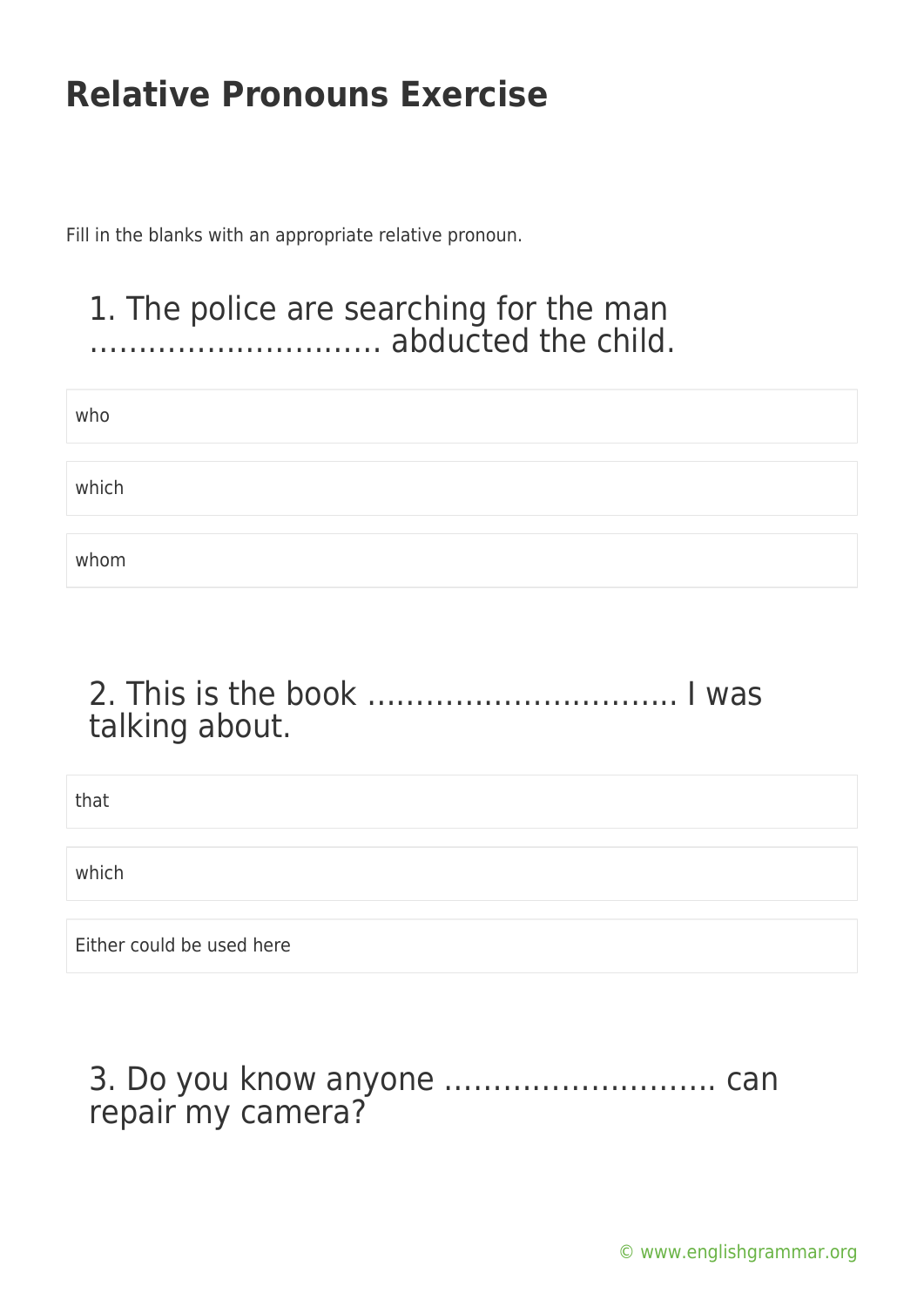# Relative Pronouns Exercise

Fill in the blanks with an appropriate relative pronoun.

## 1. The police are searching for the man ………………………… abducted the child.

- who
- which
- whom

## 2. This is the book ………………………….. I was talking about.

- that
- which
- Either could be used here

## 3. Do you know anyone ……………………… can repair my camera?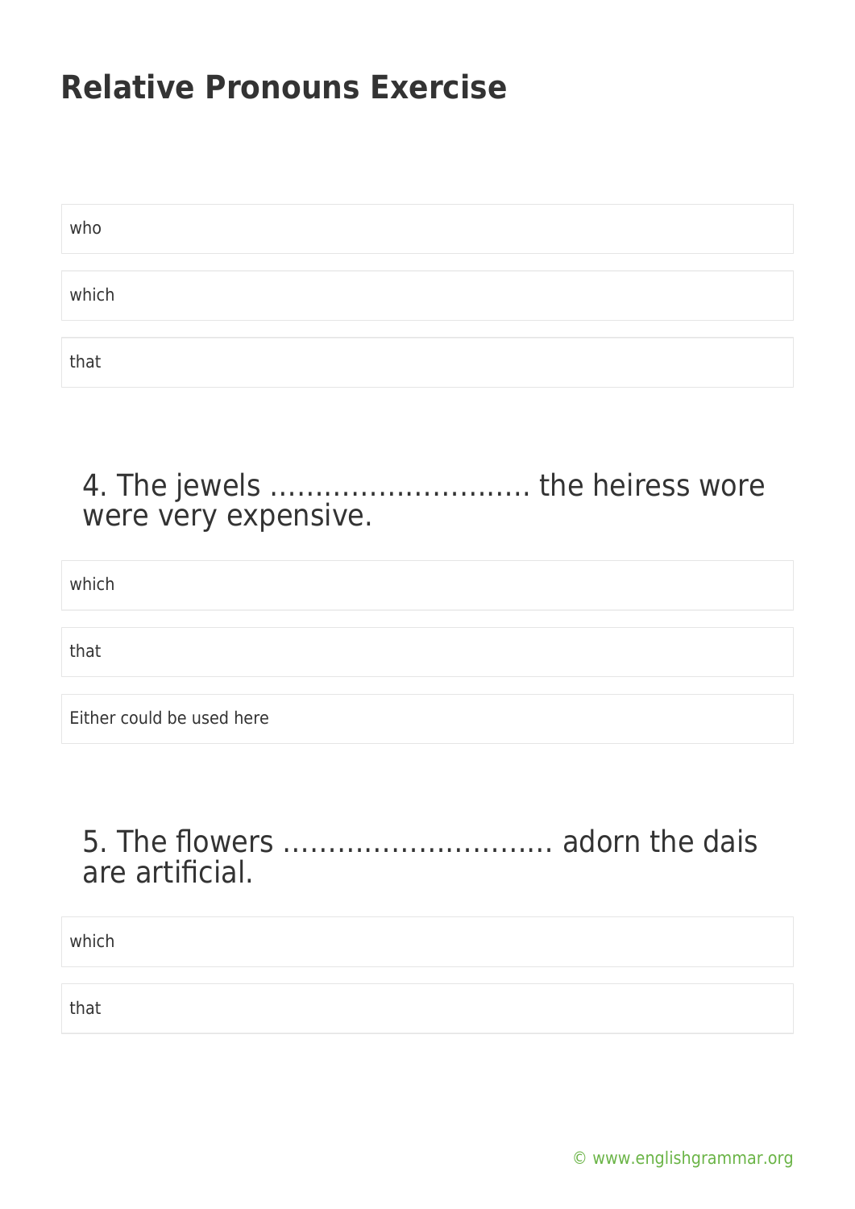# Relative Pronouns Exercise

who

which

that

## 4. The jewels ……………………….. the heiress wore were very expensive.

which

that

Either could be used here

## 5. The flowers ……………………….. adorn the dais are artificial.

which

that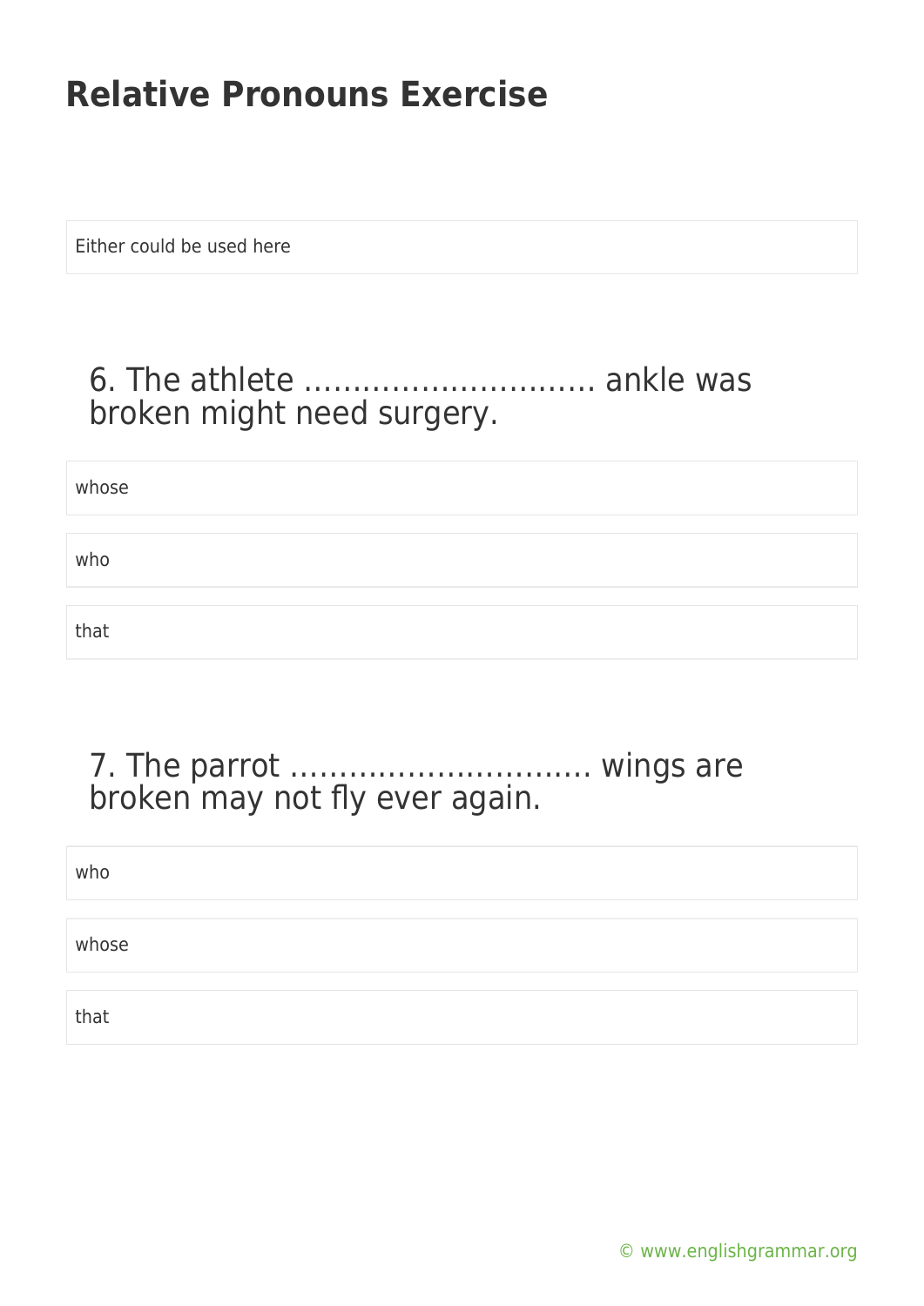# Relative Pronouns Exercise

Either could be used here

## 6. The athlete ………………………… ankle was broken might need surgery.

whose

who

that

## 7. The parrot ………………………… wings are broken may not fly ever again.

who

whose

that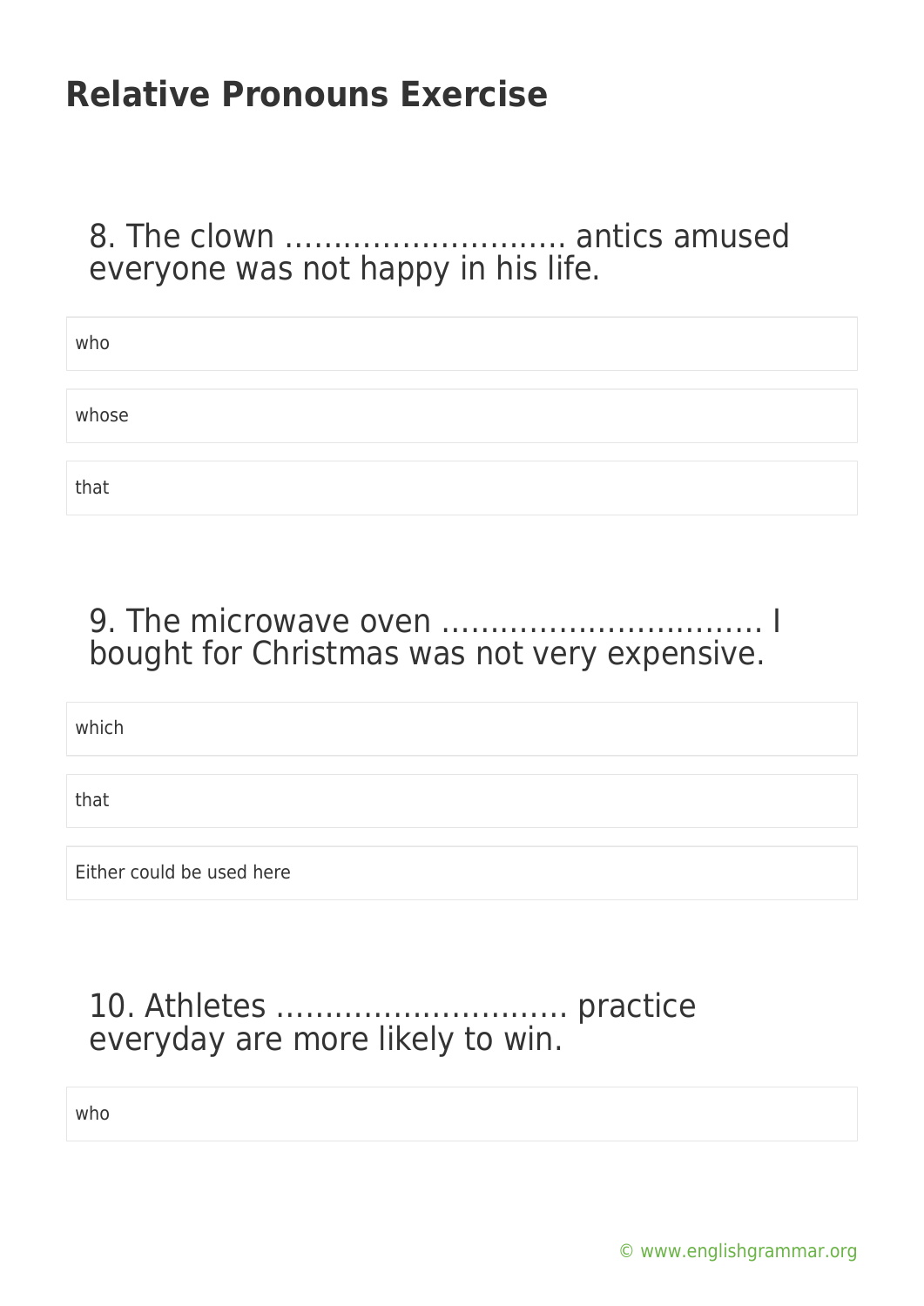# Relative Pronouns Exercise

8. The clown ……………………….. antics amused everyone was not happy in his life.

who

whose

that

9. The microwave oven …………………………… I bought for Christmas was not very expensive.

which

that

Either could be used here

10. Athletes ………………………… practice everyday are more likely to win.

who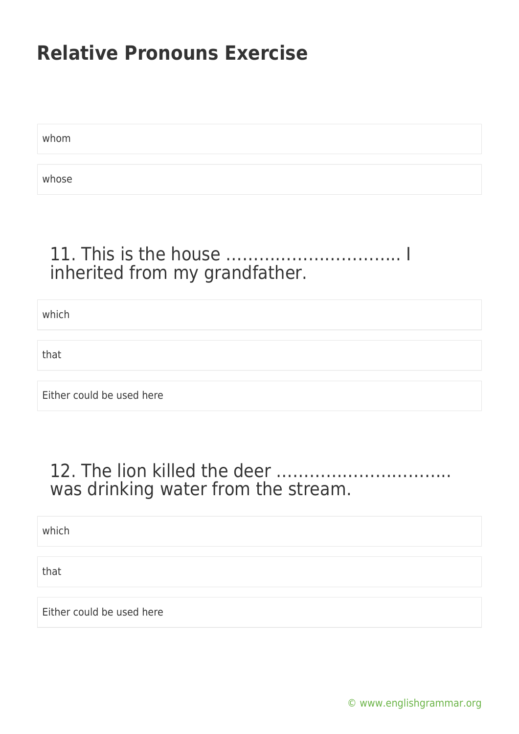# Relative Pronouns Exercise

whom

whose

### 11. This is the house ………………………….. I inherited from my grandfather.

which

that

Either could be used here

### 12. The lion killed the deer ………………………….. was drinking water from the stream.

which

that

Either could be used here

© www.englishgrammar.org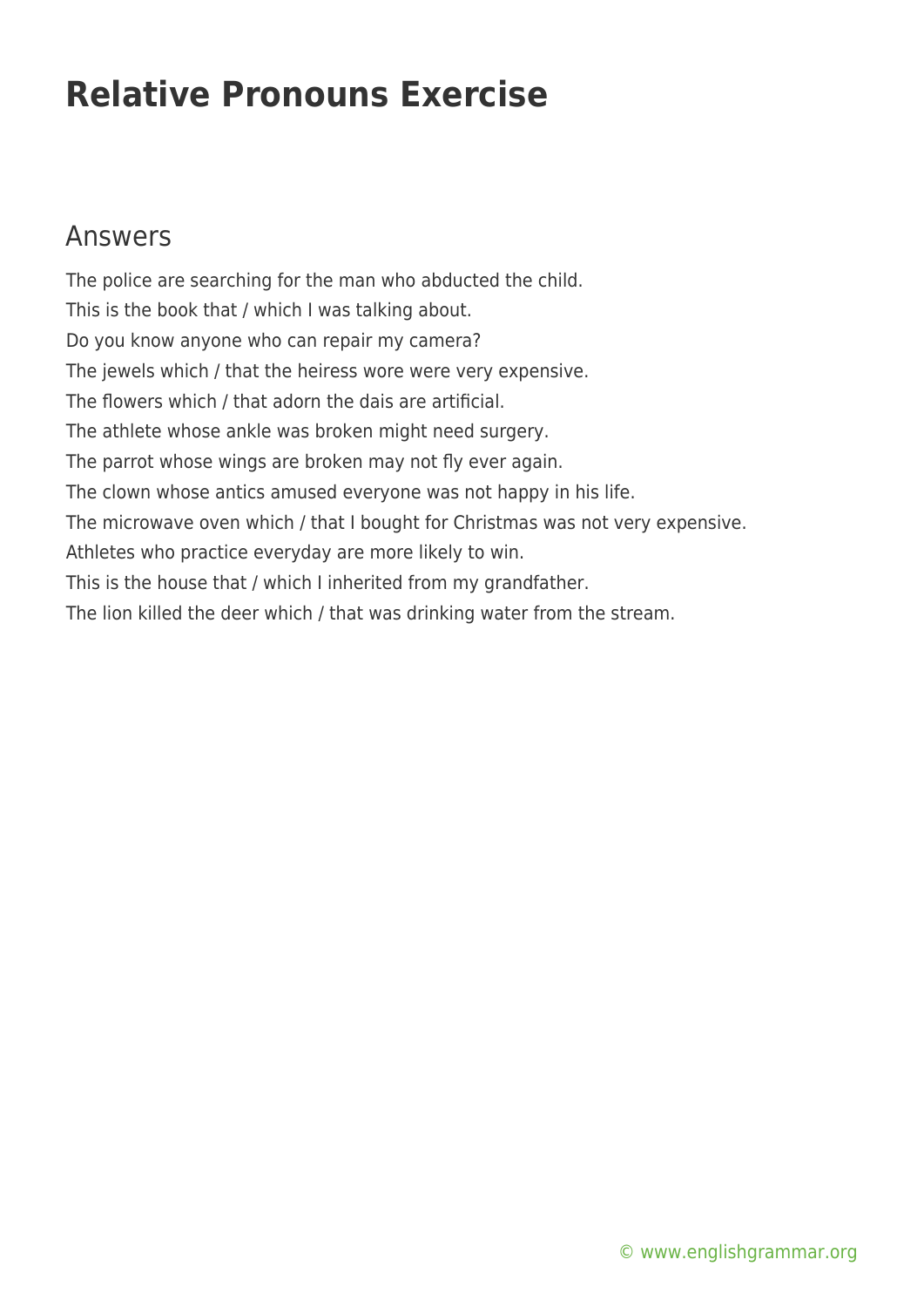# Relative Pronouns Exercise

## Answers

The police are searching for the man who abducted the child.

This is the book that / which I was talking about.

Do you know anyone who can repair my camera?

The jewels which / that the heiress wore were very expensive.

The flowers which / that adorn the dais are artificial.

The athlete whose ankle was broken might need surgery.

The parrot whose wings are broken may not fly ever again.

The clown whose antics amused everyone was not happy in his life.

The microwave oven which / that I bought for Christmas was not very expensive.

Athletes who practice everyday are more likely to win.

This is the house that / which I inherited from my grandfather.

The lion killed the deer which / that was drinking water from the stream.